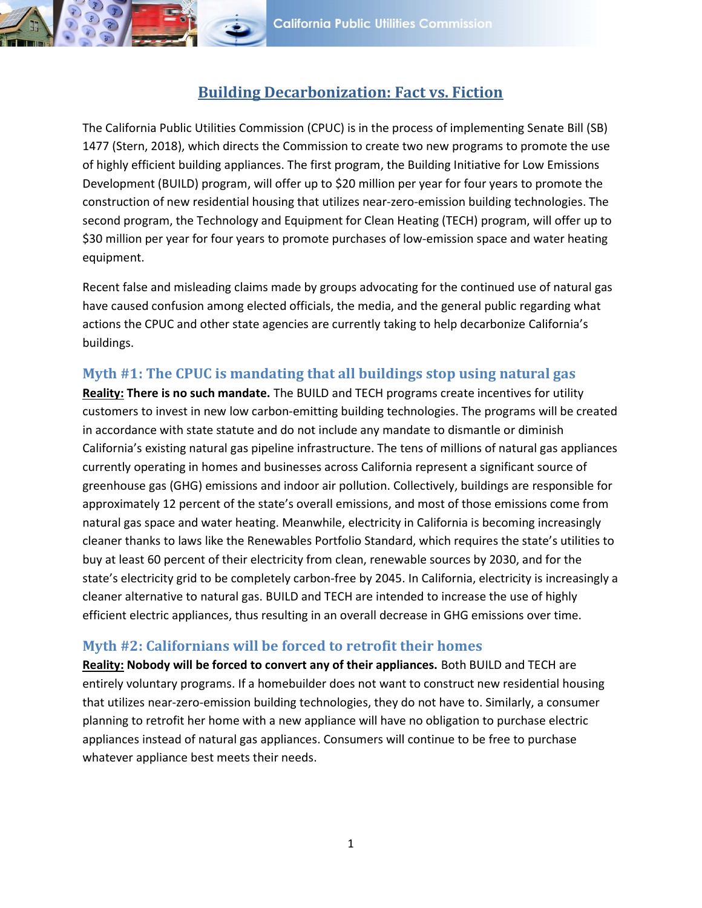# Building Decarbonization: Fact vs. Fiction

The California Public Utilities Commission (CPUC) is in the process of implementing Senate Bill (SB) 1477 (Stern, 2018), which directs the Commission to create two new programs to promote the use of highly efficient building appliances. The first program, the Building Initiative for Low Emissions Development (BUILD) program, will offer up to $20 million per year for four years to promote the construction of new residential housing that utilizes near-zero-emission building technologies. The second program, the Technology and Equipment for Clean Heating (TECH) program, will offer up to $30 million per year for four years to promote purchases of low-emission space and water heating equipment.

Recent false and misleading claims made by groups advocating for the continued use of natural gas have caused confusion among elected officials, the media, and the general public regarding what actions the CPUC and other state agencies are currently taking to help decarbonize California's buildings.

## Myth #1: The CPUC is mandating that all buildings stop using natural gas

**Reality: There is no such mandate.** The BUILD and TECH programs create incentives for utility customers to invest in new low carbon-emitting building technologies. The programs will be created in accordance with state statute and do not include any mandate to dismantle or diminish California's existing natural gas pipeline infrastructure. The tens of millions of natural gas appliances currently operating in homes and businesses across California represent a significant source of greenhouse gas (GHG) emissions and indoor air pollution. Collectively, buildings are responsible for approximately 12 percent of the state's overall emissions, and most of those emissions come from natural gas space and water heating. Meanwhile, electricity in California is becoming increasingly cleaner thanks to laws like the Renewables Portfolio Standard, which requires the state's utilities to buy at least 60 percent of their electricity from clean, renewable sources by 2030, and for the state's electricity grid to be completely carbon-free by 2045. In California, electricity is increasingly a cleaner alternative to natural gas. BUILD and TECH are intended to increase the use of highly efficient electric appliances, thus resulting in an overall decrease in GHG emissions over time.

## Myth #2: Californians will be forced to retrofit their homes

**Reality: Nobody will be forced to convert any of their appliances.** Both BUILD and TECH are entirely voluntary programs. If a homebuilder does not want to construct new residential housing that utilizes near-zero-emission building technologies, they do not have to. Similarly, a consumer planning to retrofit her home with a new appliance will have no obligation to purchase electric appliances instead of natural gas appliances. Consumers will continue to be free to purchase whatever appliance best meets their needs.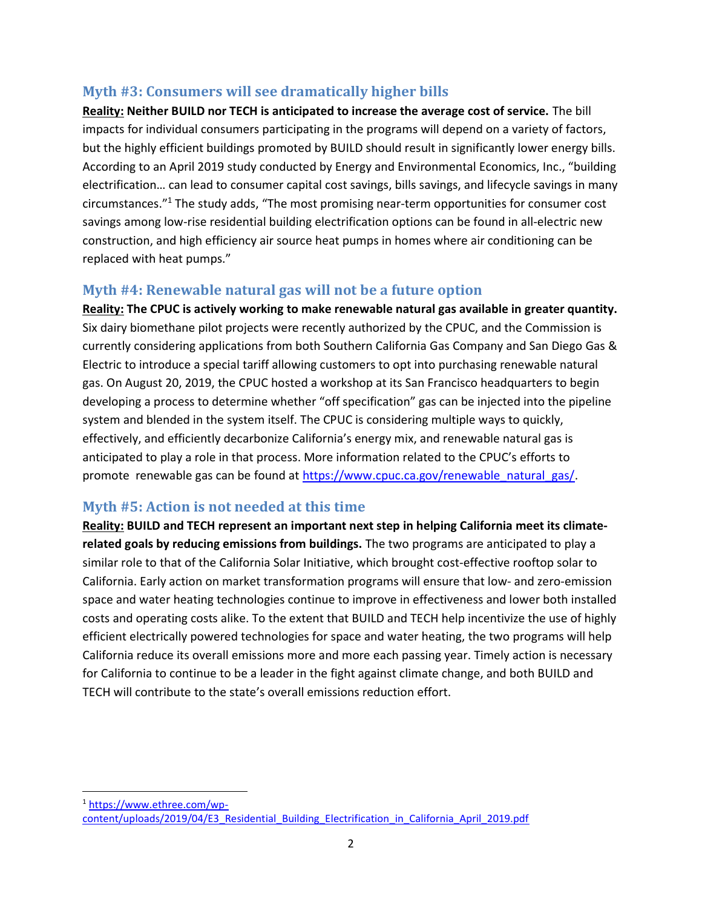## Myth #3: Consumers will see dramatically higher bills

**Reality: Neither BUILD nor TECH is anticipated to increase the average cost of service.** The bill impacts for individual consumers participating in the programs will depend on a variety of factors, but the highly efficient buildings promoted by BUILD should result in significantly lower energy bills. According to an April 2019 study conducted by Energy and Environmental Economics, Inc., "building electrification… can lead to consumer capital cost savings, bills savings, and lifecycle savings in many circumstances."[1] The study adds, "The most promising near-term opportunities for consumer cost savings among low-rise residential building electrification options can be found in all-electric new construction, and high efficiency air source heat pumps in homes where air conditioning can be replaced with heat pumps."

## Myth #4: Renewable natural gas will not be a future option

**Reality: The CPUC is actively working to make renewable natural gas available in greater quantity.** Six dairy biomethane pilot projects were recently authorized by the CPUC, and the Commission is currently considering applications from both Southern California Gas Company and San Diego Gas & Electric to introduce a special tariff allowing customers to opt into purchasing renewable natural gas. On August 20, 2019, the CPUC hosted a workshop at its San Francisco headquarters to begin developing a process to determine whether "off specification" gas can be injected into the pipeline system and blended in the system itself. The CPUC is considering multiple ways to quickly, effectively, and efficiently decarbonize California's energy mix, and renewable natural gas is anticipated to play a role in that process. More information related to the CPUC's efforts to promote renewable gas can be found at https://www.cpuc.ca.gov/renewable_natural_gas/.

## Myth #5: Action is not needed at this time

**Reality: BUILD and TECH represent an important next step in helping California meet its climate-related goals by reducing emissions from buildings.** The two programs are anticipated to play a similar role to that of the California Solar Initiative, which brought cost-effective rooftop solar to California. Early action on market transformation programs will ensure that low- and zero-emission space and water heating technologies continue to improve in effectiveness and lower both installed costs and operating costs alike. To the extent that BUILD and TECH help incentivize the use of highly efficient electrically powered technologies for space and water heating, the two programs will help California reduce its overall emissions more and more each passing year. Timely action is necessary for California to continue to be a leader in the fight against climate change, and both BUILD and TECH will contribute to the state's overall emissions reduction effort.

---

[1] https://www.ethree.com/wp-content/uploads/2019/04/E3_Residential_Building_Electrification_in_California_April_2019.pdf